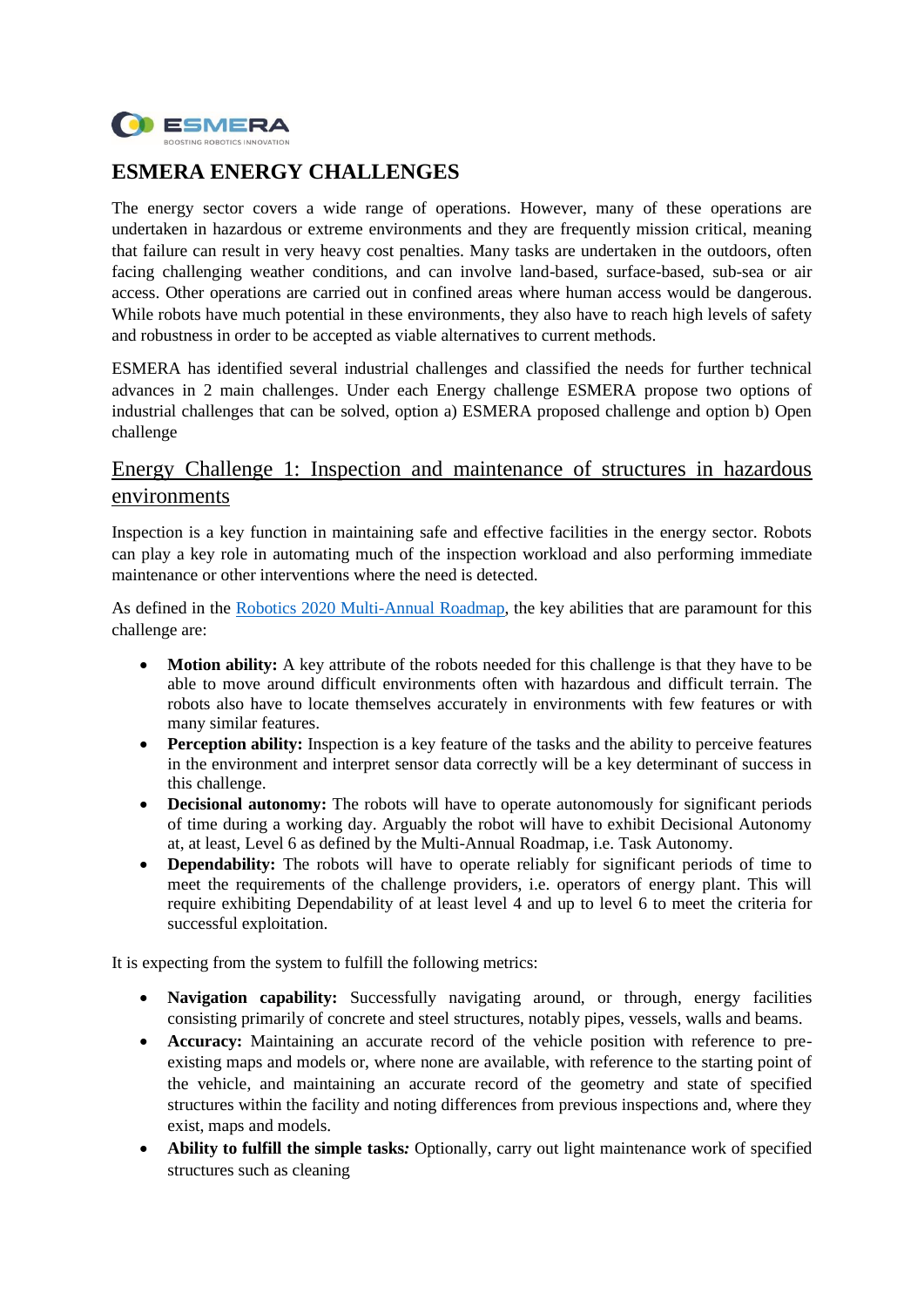# ESMERA ENERGY CHALLENGES

The energy sector covers a wide range of operations. However, many of these operations are undertaken in hazardous or extreme environments and they are frequently mission critical, meaning that failure can result in very heavy cost penalties. Many tasks are undertaken in the outdoors, often facing challenging weather conditions, and can involve land-based, surface-based, sub-sea or air access. Other operations are carried out in confined areas where human access would be dangerous. While robots have much potential in these environments, they also have to reach high levels of safety and robustness in order to be accepted as viable alternatives to current methods.

ESMERA has identified several industrial challenges and classified the needs for further technical advances in 2 main challenges. Under each Energy challenge ESMERA propose two options of industrial challenges that can be solved, option a) ESMERA proposed challenge and option b) Open challenge

## Energy Challenge 1: Inspection and maintenance of structures in hazardous environments

Inspection is a key function in maintaining safe and effective facilities in the energy sector. Robots can play a key role in automating much of the inspection workload and also performing immediate maintenance or other interventions where the need is detected.

As defined in the Robotics 2020 Multi-Annual Roadmap, the key abilities that are paramount for this challenge are:

- **Motion ability:** A key attribute of the robots needed for this challenge is that they have to be able to move around difficult environments often with hazardous and difficult terrain. The robots also have to locate themselves accurately in environments with few features or with many similar features.
- **Perception ability:** Inspection is a key feature of the tasks and the ability to perceive features in the environment and interpret sensor data correctly will be a key determinant of success in this challenge.
- **Decisional autonomy:** The robots will have to operate autonomously for significant periods of time during a working day. Arguably the robot will have to exhibit Decisional Autonomy at, at least, Level 6 as defined by the Multi-Annual Roadmap, i.e. Task Autonomy.
- **Dependability:** The robots will have to operate reliably for significant periods of time to meet the requirements of the challenge providers, i.e. operators of energy plant. This will require exhibiting Dependability of at least level 4 and up to level 6 to meet the criteria for successful exploitation.

It is expecting from the system to fulfill the following metrics:

- **Navigation capability:** Successfully navigating around, or through, energy facilities consisting primarily of concrete and steel structures, notably pipes, vessels, walls and beams.
- **Accuracy:** Maintaining an accurate record of the vehicle position with reference to pre-existing maps and models or, where none are available, with reference to the starting point of the vehicle, and maintaining an accurate record of the geometry and state of specified structures within the facility and noting differences from previous inspections and, where they exist, maps and models.
- **Ability to fulfill the simple tasks*:*** Optionally, carry out light maintenance work of specified structures such as cleaning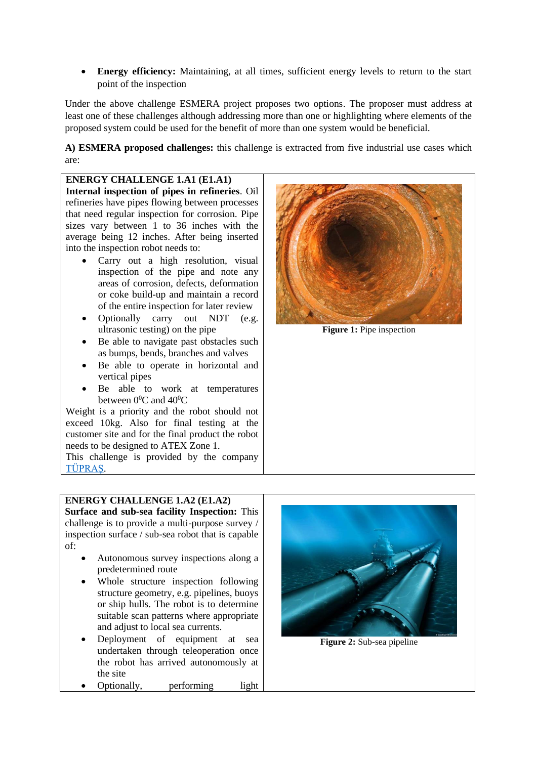- **Energy efficiency:** Maintaining, at all times, sufficient energy levels to return to the start point of the inspection

Under the above challenge ESMERA project proposes two options. The proposer must address at least one of these challenges although addressing more than one or highlighting where elements of the proposed system could be used for the benefit of more than one system would be beneficial.

**A) ESMERA proposed challenges:** this challenge is extracted from five industrial use cases which are:

**ENERGY CHALLENGE 1.A1 (E1.A1)**

**Internal inspection of pipes in refineries**. Oil refineries have pipes flowing between processes that need regular inspection for corrosion. Pipe sizes vary between 1 to 36 inches with the average being 12 inches. After being inserted into the inspection robot needs to:

- Carry out a high resolution, visual inspection of the pipe and note any areas of corrosion, defects, deformation or coke build-up and maintain a record of the entire inspection for later review
- Optionally carry out NDT (e.g. ultrasonic testing) on the pipe
- Be able to navigate past obstacles such as bumps, bends, branches and valves
- Be able to operate in horizontal and vertical pipes
- Be able to work at temperatures between $0^0$C and $40^0$C

Weight is a priority and the robot should not exceed 10kg. Also for final testing at the customer site and for the final product the robot needs to be designed to ATEX Zone 1.

This challenge is provided by the company TÜPRAŞ.

**Figure 1:** Pipe inspection

**ENERGY CHALLENGE 1.A2 (E1.A2)**

**Surface and sub-sea facility Inspection:** This challenge is to provide a multi-purpose survey / inspection surface / sub-sea robot that is capable of:

- Autonomous survey inspections along a predetermined route
- Whole structure inspection following structure geometry, e.g. pipelines, buoys or ship hulls. The robot is to determine suitable scan patterns where appropriate and adjust to local sea currents.
- Deployment of equipment at sea undertaken through teleoperation once the robot has arrived autonomously at the site
- Optionally, performing light

**Figure 2:** Sub-sea pipeline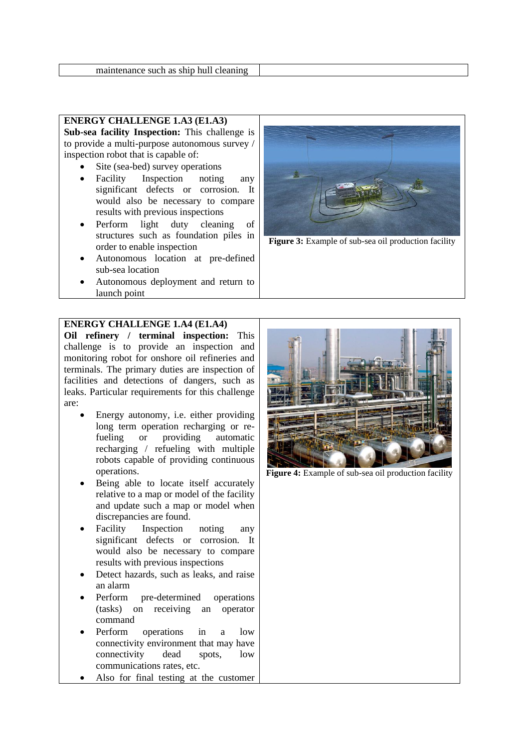| maintenance such as ship hull cleaning | |
|---|---|

**ENERGY CHALLENGE 1.A3 (E1.A3)**

**Sub-sea facility Inspection:** This challenge is to provide a multi-purpose autonomous survey / inspection robot that is capable of:

- Site (sea-bed) survey operations
- Facility Inspection noting any significant defects or corrosion. It would also be necessary to compare results with previous inspections
- Perform light duty cleaning of structures such as foundation piles in order to enable inspection
- Autonomous location at pre-defined sub-sea location
- Autonomous deployment and return to launch point

**Figure 3:** Example of sub-sea oil production facility

**ENERGY CHALLENGE 1.A4 (E1.A4)**

**Oil refinery / terminal inspection:** This challenge is to provide an inspection and monitoring robot for onshore oil refineries and terminals. The primary duties are inspection of facilities and detections of dangers, such as leaks. Particular requirements for this challenge are:

- Energy autonomy, i.e. either providing long term operation recharging or re-fueling or providing automatic recharging / refueling with multiple robots capable of providing continuous operations.
- Being able to locate itself accurately relative to a map or model of the facility and update such a map or model when discrepancies are found.
- Facility Inspection noting any significant defects or corrosion. It would also be necessary to compare results with previous inspections
- Detect hazards, such as leaks, and raise an alarm
- Perform pre-determined operations (tasks) on receiving an operator command
- Perform operations in a low connectivity environment that may have connectivity dead spots, low communications rates, etc.
- Also for final testing at the customer

**Figure 4:** Example of sub-sea oil production facility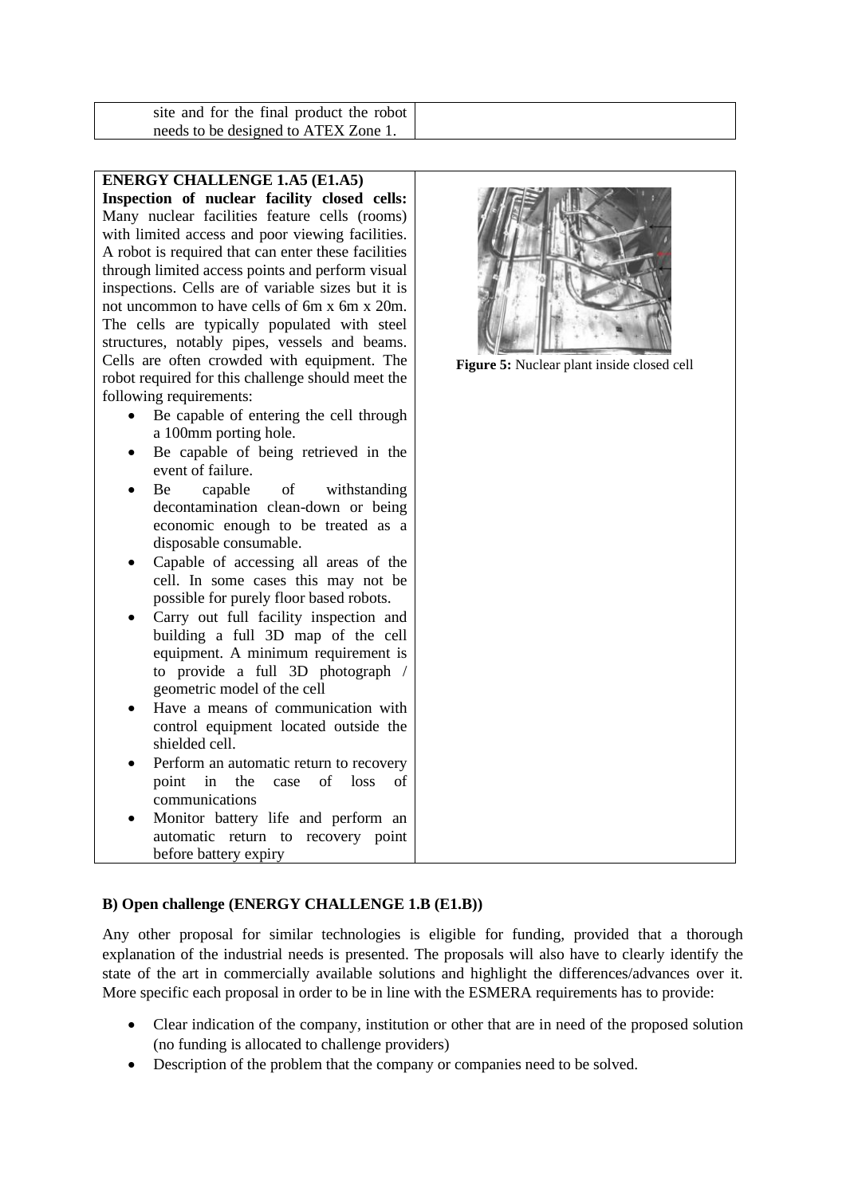| site and for the final product the robot needs to be designed to ATEX Zone 1. | |
|---|---|

| **ENERGY CHALLENGE 1.A5 (E1.A5)** **Inspection of nuclear facility closed cells:** Many nuclear facilities feature cells (rooms) with limited access and poor viewing facilities. A robot is required that can enter these facilities through limited access points and perform visual inspections. Cells are of variable sizes but it is not uncommon to have cells of 6m x 6m x 20m. The cells are typically populated with steel structures, notably pipes, vessels and beams. Cells are often crowded with equipment. The robot required for this challenge should meet the following requirements: <ul><li>Be capable of entering the cell through a 100mm porting hole.</li><li>Be capable of being retrieved in the event of failure.</li><li>Be capable of withstanding decontamination clean-down or being economic enough to be treated as a disposable consumable.</li><li>Capable of accessing all areas of the cell. In some cases this may not be possible for purely floor based robots.</li><li>Carry out full facility inspection and building a full 3D map of the cell equipment. A minimum requirement is to provide a full 3D photograph / geometric model of the cell</li><li>Have a means of communication with control equipment located outside the shielded cell.</li><li>Perform an automatic return to recovery point in the case of loss of communications</li><li>Monitor battery life and perform an automatic return to recovery point before battery expiry</li></ul> | **Figure 5:** Nuclear plant inside closed cell |
|---|---|

**B) Open challenge (ENERGY CHALLENGE 1.B (E1.B))**

Any other proposal for similar technologies is eligible for funding, provided that a thorough explanation of the industrial needs is presented. The proposals will also have to clearly identify the state of the art in commercially available solutions and highlight the differences/advances over it. More specific each proposal in order to be in line with the ESMERA requirements has to provide:

- Clear indication of the company, institution or other that are in need of the proposed solution (no funding is allocated to challenge providers)
- Description of the problem that the company or companies need to be solved.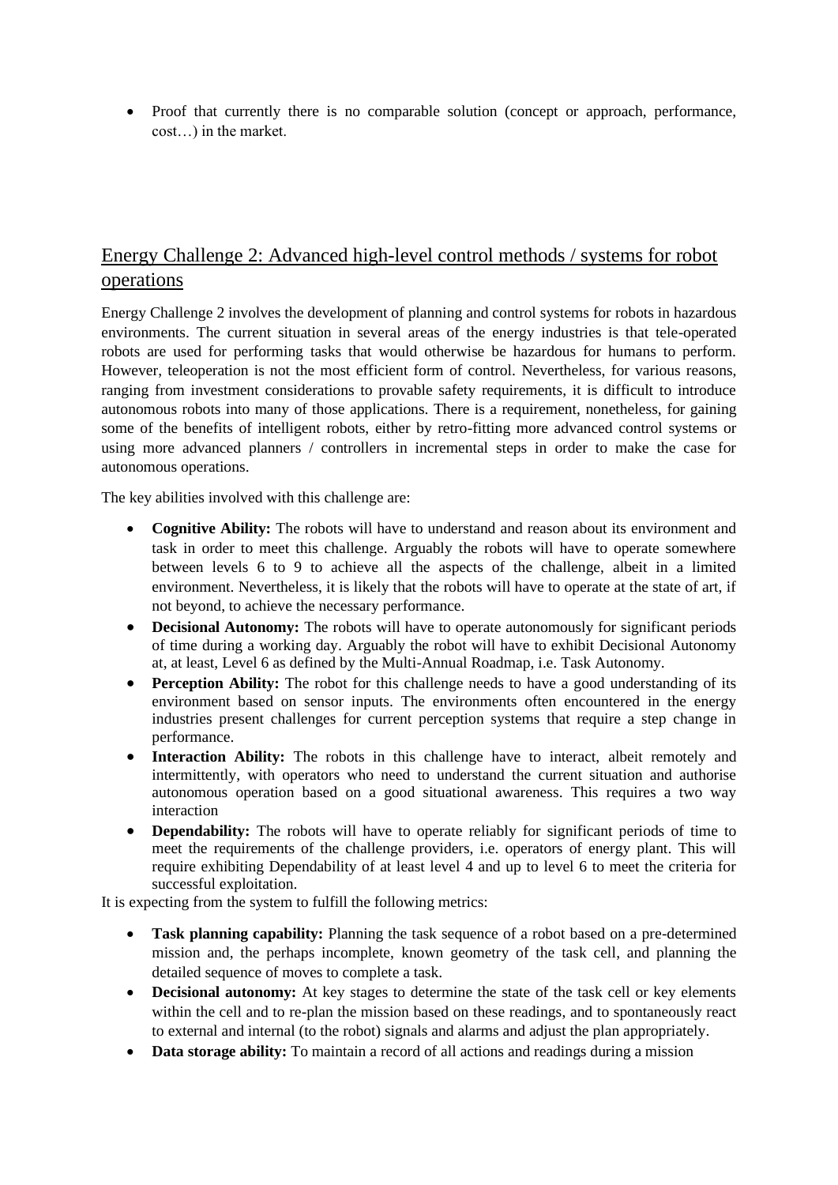- Proof that currently there is no comparable solution (concept or approach, performance, cost…) in the market.

## Energy Challenge 2: Advanced high-level control methods / systems for robot operations

Energy Challenge 2 involves the development of planning and control systems for robots in hazardous environments. The current situation in several areas of the energy industries is that tele-operated robots are used for performing tasks that would otherwise be hazardous for humans to perform. However, teleoperation is not the most efficient form of control. Nevertheless, for various reasons, ranging from investment considerations to provable safety requirements, it is difficult to introduce autonomous robots into many of those applications. There is a requirement, nonetheless, for gaining some of the benefits of intelligent robots, either by retro-fitting more advanced control systems or using more advanced planners / controllers in incremental steps in order to make the case for autonomous operations.

The key abilities involved with this challenge are:

- **Cognitive Ability:** The robots will have to understand and reason about its environment and task in order to meet this challenge. Arguably the robots will have to operate somewhere between levels 6 to 9 to achieve all the aspects of the challenge, albeit in a limited environment. Nevertheless, it is likely that the robots will have to operate at the state of art, if not beyond, to achieve the necessary performance.
- **Decisional Autonomy:** The robots will have to operate autonomously for significant periods of time during a working day. Arguably the robot will have to exhibit Decisional Autonomy at, at least, Level 6 as defined by the Multi-Annual Roadmap, i.e. Task Autonomy.
- **Perception Ability:** The robot for this challenge needs to have a good understanding of its environment based on sensor inputs. The environments often encountered in the energy industries present challenges for current perception systems that require a step change in performance.
- **Interaction Ability:** The robots in this challenge have to interact, albeit remotely and intermittently, with operators who need to understand the current situation and authorise autonomous operation based on a good situational awareness. This requires a two way interaction
- **Dependability:** The robots will have to operate reliably for significant periods of time to meet the requirements of the challenge providers, i.e. operators of energy plant. This will require exhibiting Dependability of at least level 4 and up to level 6 to meet the criteria for successful exploitation.

It is expecting from the system to fulfill the following metrics:

- **Task planning capability:** Planning the task sequence of a robot based on a pre-determined mission and, the perhaps incomplete, known geometry of the task cell, and planning the detailed sequence of moves to complete a task.
- **Decisional autonomy:** At key stages to determine the state of the task cell or key elements within the cell and to re-plan the mission based on these readings, and to spontaneously react to external and internal (to the robot) signals and alarms and adjust the plan appropriately.
- **Data storage ability:** To maintain a record of all actions and readings during a mission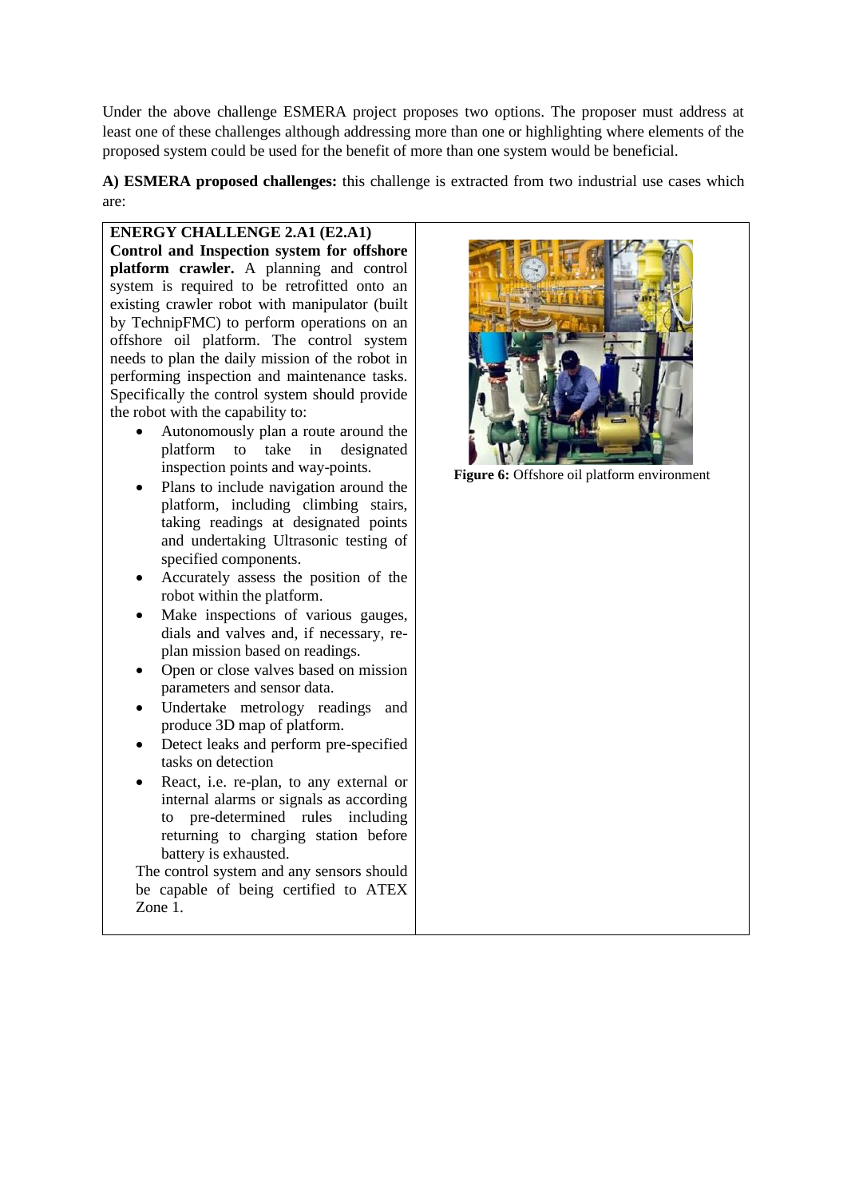Under the above challenge ESMERA project proposes two options. The proposer must address at least one of these challenges although addressing more than one or highlighting where elements of the proposed system could be used for the benefit of more than one system would be beneficial.

**A) ESMERA proposed challenges:** this challenge is extracted from two industrial use cases which are:

**ENERGY CHALLENGE 2.A1 (E2.A1)**

**Control and Inspection system for offshore platform crawler.** A planning and control system is required to be retrofitted onto an existing crawler robot with manipulator (built by TechnipFMC) to perform operations on an offshore oil platform. The control system needs to plan the daily mission of the robot in performing inspection and maintenance tasks. Specifically the control system should provide the robot with the capability to:

- Autonomously plan a route around the platform to take in designated inspection points and way-points.
- Plans to include navigation around the platform, including climbing stairs, taking readings at designated points and undertaking Ultrasonic testing of specified components.
- Accurately assess the position of the robot within the platform.
- Make inspections of various gauges, dials and valves and, if necessary, re-plan mission based on readings.
- Open or close valves based on mission parameters and sensor data.
- Undertake metrology readings and produce 3D map of platform.
- Detect leaks and perform pre-specified tasks on detection
- React, i.e. re-plan, to any external or internal alarms or signals as according to pre-determined rules including returning to charging station before battery is exhausted.

The control system and any sensors should be capable of being certified to ATEX Zone 1.

**Figure 6:** Offshore oil platform environment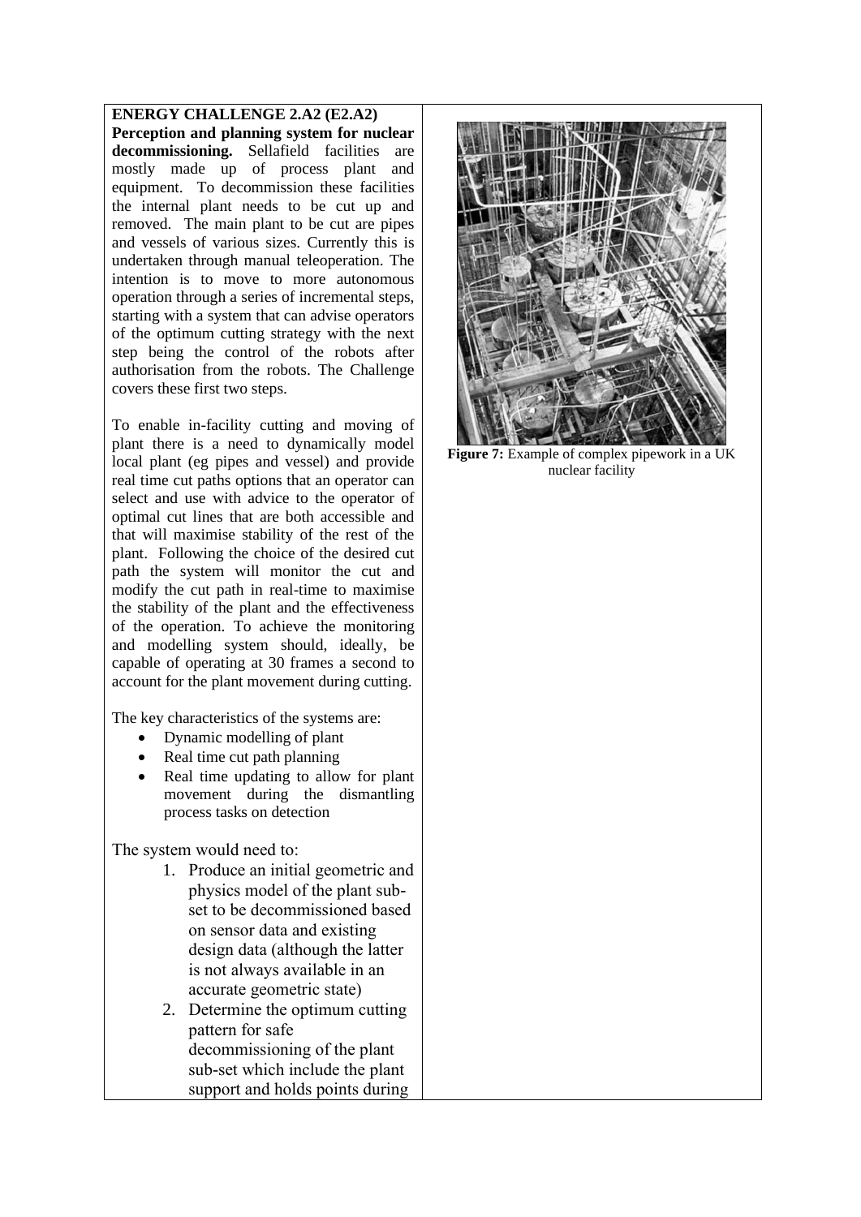**ENERGY CHALLENGE 2.A2 (E2.A2)**

**Perception and planning system for nuclear decommissioning.** Sellafield facilities are mostly made up of process plant and equipment. To decommission these facilities the internal plant needs to be cut up and removed. The main plant to be cut are pipes and vessels of various sizes. Currently this is undertaken through manual teleoperation. The intention is to move to more autonomous operation through a series of incremental steps, starting with a system that can advise operators of the optimum cutting strategy with the next step being the control of the robots after authorisation from the robots. The Challenge covers these first two steps.

To enable in-facility cutting and moving of plant there is a need to dynamically model local plant (eg pipes and vessel) and provide real time cut paths options that an operator can select and use with advice to the operator of optimal cut lines that are both accessible and that will maximise stability of the rest of the plant. Following the choice of the desired cut path the system will monitor the cut and modify the cut path in real-time to maximise the stability of the plant and the effectiveness of the operation. To achieve the monitoring and modelling system should, ideally, be capable of operating at 30 frames a second to account for the plant movement during cutting.

The key characteristics of the systems are:

- Dynamic modelling of plant
- Real time cut path planning
- Real time updating to allow for plant movement during the dismantling process tasks on detection

The system would need to:

1. Produce an initial geometric and physics model of the plant sub-set to be decommissioned based on sensor data and existing design data (although the latter is not always available in an accurate geometric state)
2. Determine the optimum cutting pattern for safe decommissioning of the plant sub-set which include the plant support and holds points during

**Figure 7:** Example of complex pipework in a UK nuclear facility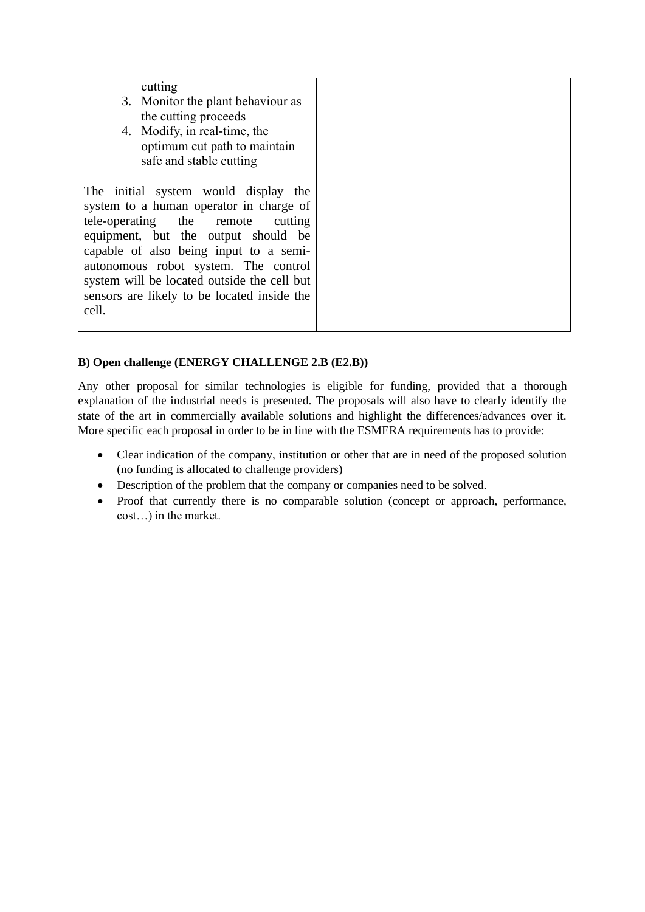| | |
|---|---|
| cutting<br>3. Monitor the plant behaviour as the cutting proceeds<br>4. Modify, in real-time, the optimum cut path to maintain safe and stable cutting<br><br>The initial system would display the system to a human operator in charge of tele-operating the remote cutting equipment, but the output should be capable of also being input to a semi-autonomous robot system. The control system will be located outside the cell but sensors are likely to be located inside the cell. | |

**B) Open challenge (ENERGY CHALLENGE 2.B (E2.B))**

Any other proposal for similar technologies is eligible for funding, provided that a thorough explanation of the industrial needs is presented. The proposals will also have to clearly identify the state of the art in commercially available solutions and highlight the differences/advances over it. More specific each proposal in order to be in line with the ESMERA requirements has to provide:

- Clear indication of the company, institution or other that are in need of the proposed solution (no funding is allocated to challenge providers)
- Description of the problem that the company or companies need to be solved.
- Proof that currently there is no comparable solution (concept or approach, performance, cost…) in the market.